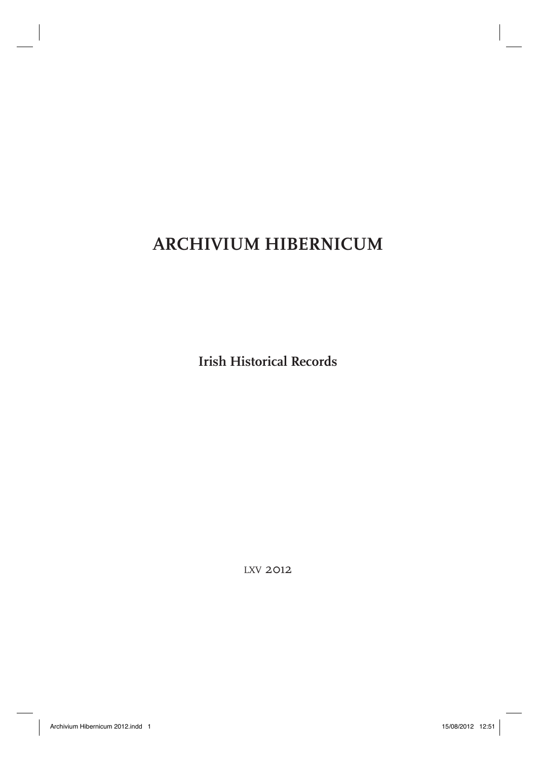# ARCHIVIUM HIBERNICUM

**Irish Historical Records**

LXV 2012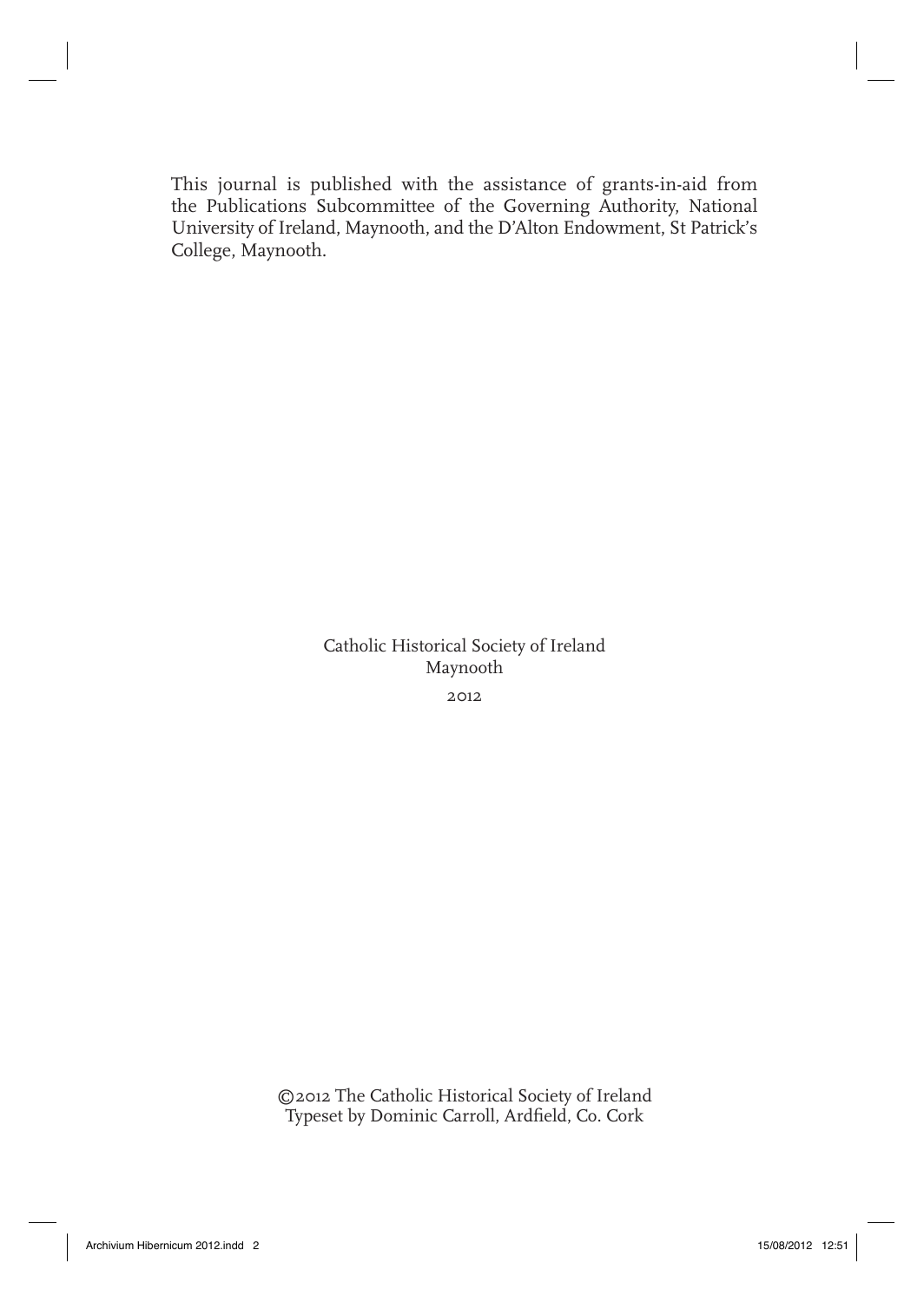This journal is published with the assistance of grants-in-aid from the Publications Subcommittee of the Governing Authority, National University of Ireland, Maynooth, and the D'Alton Endowment, St Patrick's College, Maynooth.

Catholic Historical Society of Ireland
Maynooth
2012

©2012 The Catholic Historical Society of Ireland
Typeset by Dominic Carroll, Ardfield, Co. Cork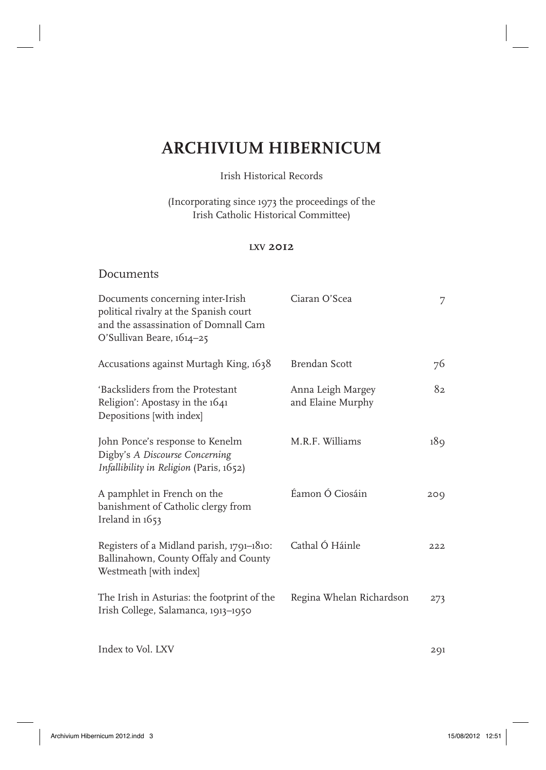# ARCHIVIUM HIBERNICUM

Irish Historical Records

(Incorporating since 1973 the proceedings of the Irish Catholic Historical Committee)

LXV 2012

## Documents

| | | |
|---|---|---|
| Documents concerning inter-Irish political rivalry at the Spanish court and the assassination of Domnall Cam O'Sullivan Beare, 1614–25 | Ciaran O'Scea | 7 |
| Accusations against Murtagh King, 1638 | Brendan Scott | 76 |
| 'Backsliders from the Protestant Religion': Apostasy in the 1641 Depositions [with index] | Anna Leigh Margey and Elaine Murphy | 82 |
| John Ponce's response to Kenelm Digby's *A Discourse Concerning Infallibility in Religion* (Paris, 1652) | M.R.F. Williams | 189 |
| A pamphlet in French on the banishment of Catholic clergy from Ireland in 1653 | Éamon Ó Ciosáin | 209 |
| Registers of a Midland parish, 1791–1810: Ballinahown, County Offaly and County Westmeath [with index] | Cathal Ó Háinle | 222 |
| The Irish in Asturias: the footprint of the Irish College, Salamanca, 1913–1950 | Regina Whelan Richardson | 273 |
| Index to Vol. LXV | | 291 |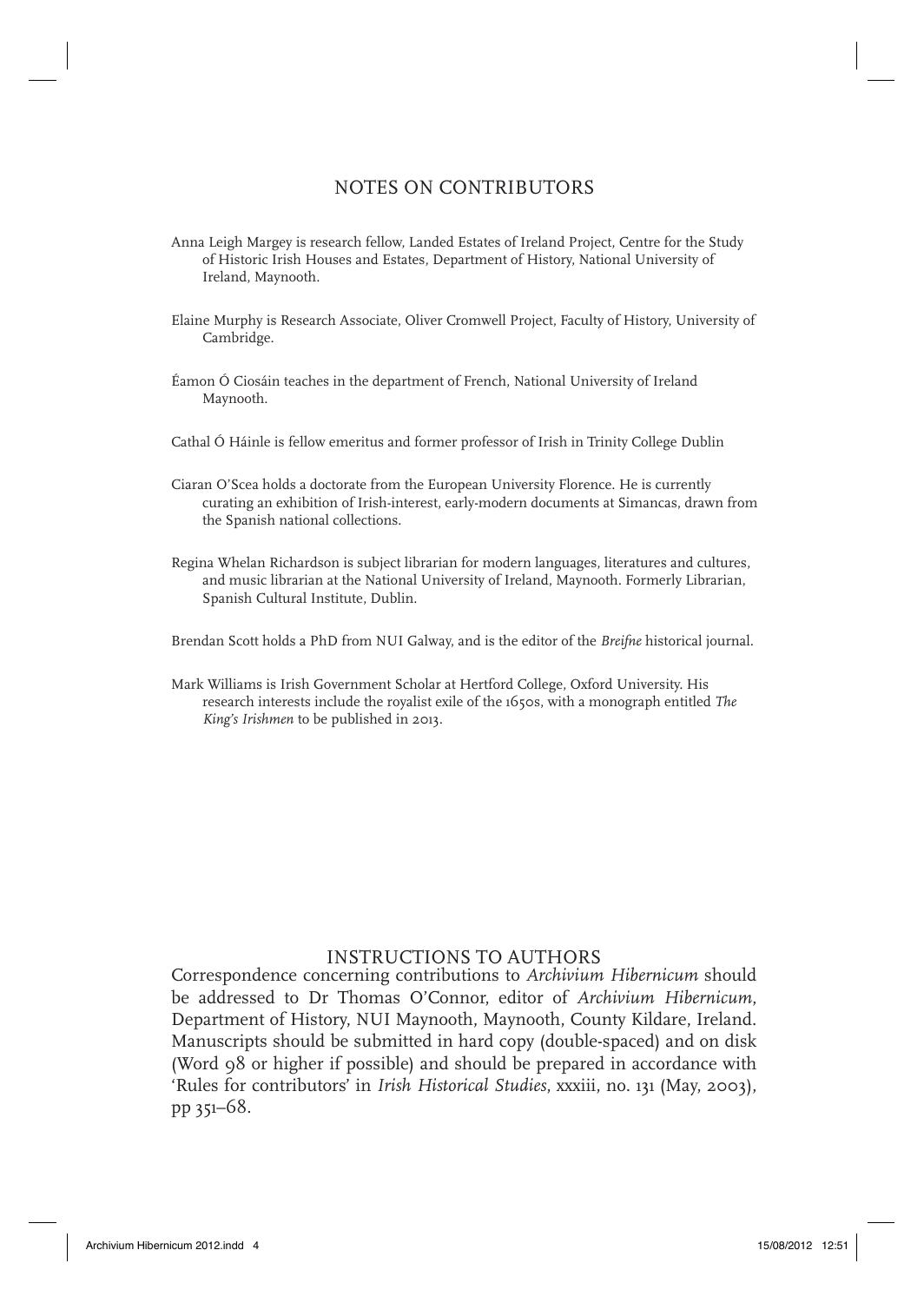## NOTES ON CONTRIBUTORS

Anna Leigh Margey is research fellow, Landed Estates of Ireland Project, Centre for the Study of Historic Irish Houses and Estates, Department of History, National University of Ireland, Maynooth.

Elaine Murphy is Research Associate, Oliver Cromwell Project, Faculty of History, University of Cambridge.

Éamon Ó Ciosáin teaches in the department of French, National University of Ireland Maynooth.

Cathal Ó Háinle is fellow emeritus and former professor of Irish in Trinity College Dublin

Ciaran O'Scea holds a doctorate from the European University Florence. He is currently curating an exhibition of Irish-interest, early-modern documents at Simancas, drawn from the Spanish national collections.

Regina Whelan Richardson is subject librarian for modern languages, literatures and cultures, and music librarian at the National University of Ireland, Maynooth. Formerly Librarian, Spanish Cultural Institute, Dublin.

Brendan Scott holds a PhD from NUI Galway, and is the editor of the *Breifne* historical journal.

Mark Williams is Irish Government Scholar at Hertford College, Oxford University. His research interests include the royalist exile of the 1650s, with a monograph entitled *The King's Irishmen* to be published in 2013.

## INSTRUCTIONS TO AUTHORS

Correspondence concerning contributions to *Archivium Hibernicum* should be addressed to Dr Thomas O'Connor, editor of *Archivium Hibernicum*, Department of History, NUI Maynooth, Maynooth, County Kildare, Ireland. Manuscripts should be submitted in hard copy (double-spaced) and on disk (Word 98 or higher if possible) and should be prepared in accordance with 'Rules for contributors' in *Irish Historical Studies*, xxxiii, no. 131 (May, 2003), pp 351–68.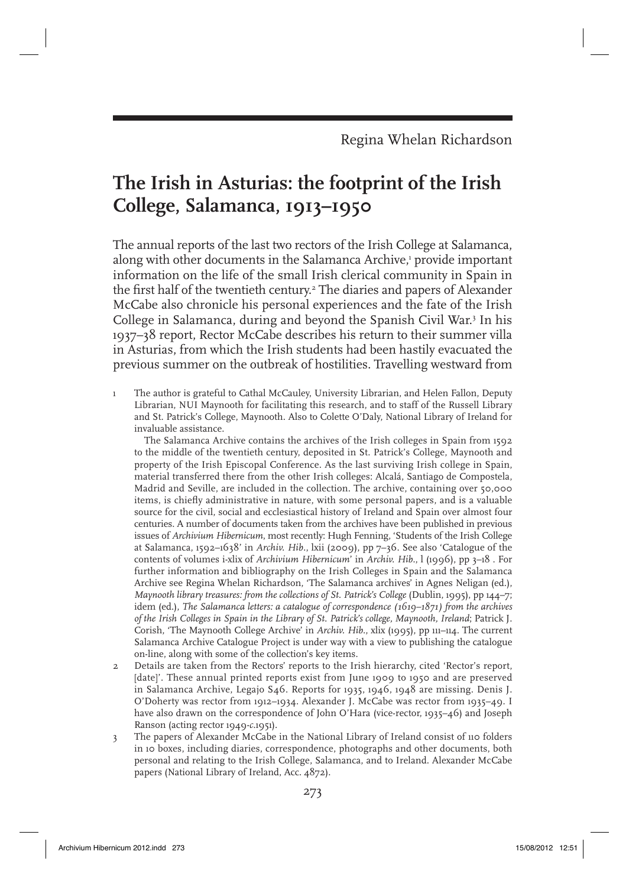Regina Whelan Richardson

# The Irish in Asturias: the footprint of the Irish College, Salamanca, 1913–1950

The annual reports of the last two rectors of the Irish College at Salamanca, along with other documents in the Salamanca Archive,[1] provide important information on the life of the small Irish clerical community in Spain in the first half of the twentieth century.[2] The diaries and papers of Alexander McCabe also chronicle his personal experiences and the fate of the Irish College in Salamanca, during and beyond the Spanish Civil War.[3] In his 1937–38 report, Rector McCabe describes his return to their summer villa in Asturias, from which the Irish students had been hastily evacuated the previous summer on the outbreak of hostilities. Travelling westward from

1 The author is grateful to Cathal McCauley, University Librarian, and Helen Fallon, Deputy Librarian, NUI Maynooth for facilitating this research, and to staff of the Russell Library and St. Patrick's College, Maynooth. Also to Colette O'Daly, National Library of Ireland for invaluable assistance.

The Salamanca Archive contains the archives of the Irish colleges in Spain from 1592 to the middle of the twentieth century, deposited in St. Patrick's College, Maynooth and property of the Irish Episcopal Conference. As the last surviving Irish college in Spain, material transferred there from the other Irish colleges: Alcalá, Santiago de Compostela, Madrid and Seville, are included in the collection. The archive, containing over 50,000 items, is chiefly administrative in nature, with some personal papers, and is a valuable source for the civil, social and ecclesiastical history of Ireland and Spain over almost four centuries. A number of documents taken from the archives have been published in previous issues of *Archivium Hibernicum*, most recently: Hugh Fenning, 'Students of the Irish College at Salamanca, 1592–1638' in *Archiv. Hib.*, lxii (2009), pp 7–36. See also 'Catalogue of the contents of volumes i-xlix of *Archivium Hibernicum*' in *Archiv. Hib.*, l (1996), pp 3–18 . For further information and bibliography on the Irish Colleges in Spain and the Salamanca Archive see Regina Whelan Richardson, 'The Salamanca archives' in Agnes Neligan (ed.), *Maynooth library treasures: from the collections of St. Patrick's College* (Dublin, 1995), pp 144–7; idem (ed.), *The Salamanca letters: a catalogue of correspondence (1619–1871) from the archives of the Irish Colleges in Spain in the Library of St. Patrick's college, Maynooth, Ireland*; Patrick J. Corish, 'The Maynooth College Archive' in *Archiv. Hib.*, xlix (1995), pp 111–114. The current Salamanca Archive Catalogue Project is under way with a view to publishing the catalogue on-line, along with some of the collection's key items.

2 Details are taken from the Rectors' reports to the Irish hierarchy, cited 'Rector's report, [date]'. These annual printed reports exist from June 1909 to 1950 and are preserved in Salamanca Archive, Legajo S46. Reports for 1935, 1946, 1948 are missing. Denis J. O'Doherty was rector from 1912–1934. Alexander J. McCabe was rector from 1935–49. I have also drawn on the correspondence of John O'Hara (vice-rector, 1935–46) and Joseph Ranson (acting rector 1949-*c*.1951).

3 The papers of Alexander McCabe in the National Library of Ireland consist of 110 folders in 10 boxes, including diaries, correspondence, photographs and other documents, both personal and relating to the Irish College, Salamanca, and to Ireland. Alexander McCabe papers (National Library of Ireland, Acc. 4872).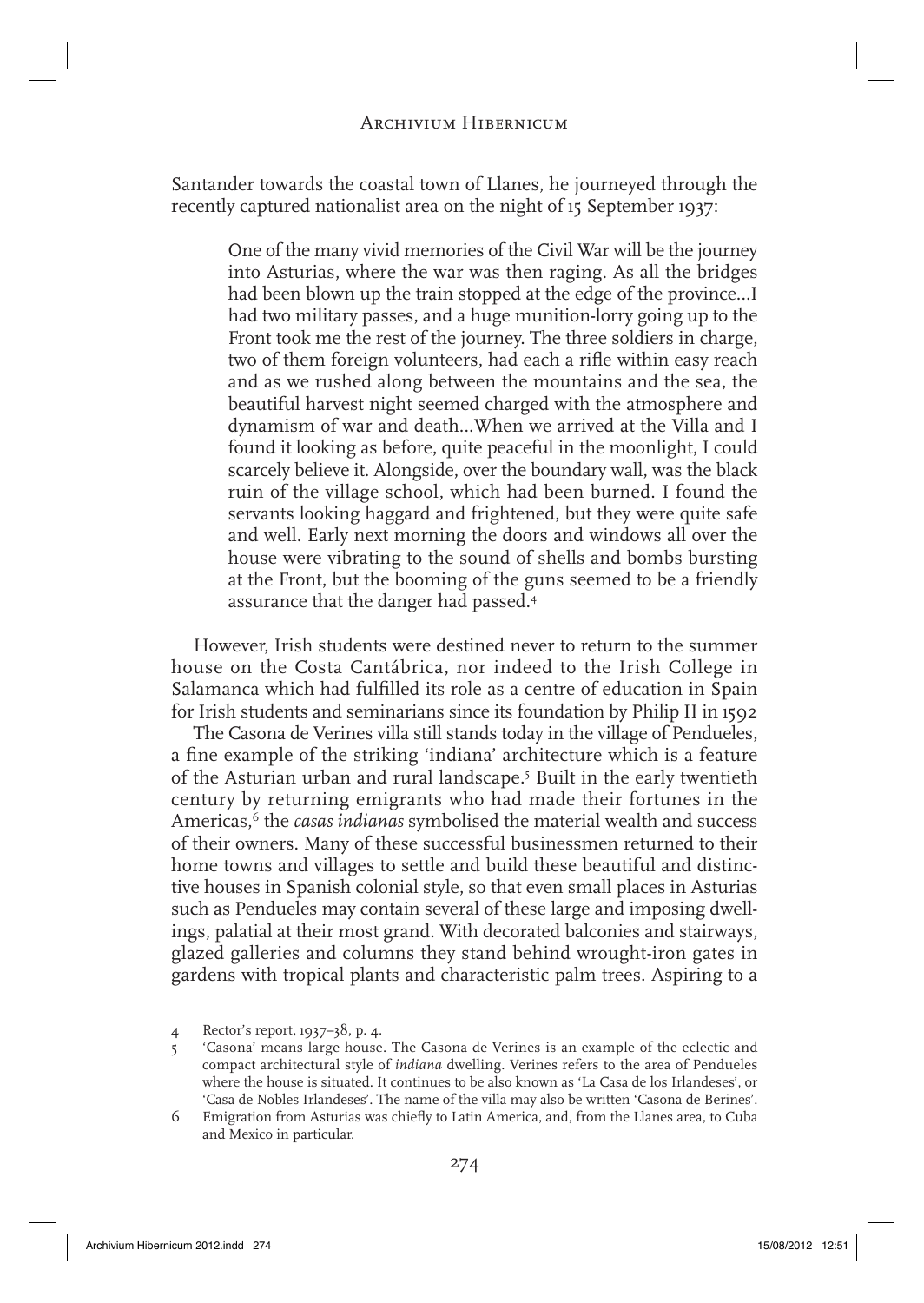Santander towards the coastal town of Llanes, he journeyed through the recently captured nationalist area on the night of 15 September 1937:

> One of the many vivid memories of the Civil War will be the journey into Asturias, where the war was then raging. As all the bridges had been blown up the train stopped at the edge of the province...I had two military passes, and a huge munition-lorry going up to the Front took me the rest of the journey. The three soldiers in charge, two of them foreign volunteers, had each a rifle within easy reach and as we rushed along between the mountains and the sea, the beautiful harvest night seemed charged with the atmosphere and dynamism of war and death...When we arrived at the Villa and I found it looking as before, quite peaceful in the moonlight, I could scarcely believe it. Alongside, over the boundary wall, was the black ruin of the village school, which had been burned. I found the servants looking haggard and frightened, but they were quite safe and well. Early next morning the doors and windows all over the house were vibrating to the sound of shells and bombs bursting at the Front, but the booming of the guns seemed to be a friendly assurance that the danger had passed.[4]

However, Irish students were destined never to return to the summer house on the Costa Cantábrica, nor indeed to the Irish College in Salamanca which had fulfilled its role as a centre of education in Spain for Irish students and seminarians since its foundation by Philip II in 1592

The Casona de Verines villa still stands today in the village of Pendueles, a fine example of the striking 'indiana' architecture which is a feature of the Asturian urban and rural landscape.[5] Built in the early twentieth century by returning emigrants who had made their fortunes in the Americas,[6] the *casas indianas* symbolised the material wealth and success of their owners. Many of these successful businessmen returned to their home towns and villages to settle and build these beautiful and distinctive houses in Spanish colonial style, so that even small places in Asturias such as Pendueles may contain several of these large and imposing dwellings, palatial at their most grand. With decorated balconies and stairways, glazed galleries and columns they stand behind wrought-iron gates in gardens with tropical plants and characteristic palm trees. Aspiring to a

---

4 Rector's report, 1937–38, p. 4.

5 'Casona' means large house. The Casona de Verines is an example of the eclectic and compact architectural style of *indiana* dwelling. Verines refers to the area of Pendueles where the house is situated. It continues to be also known as 'La Casa de los Irlandeses', or 'Casa de Nobles Irlandeses'. The name of the villa may also be written 'Casona de Berines'.

6 Emigration from Asturias was chiefly to Latin America, and, from the Llanes area, to Cuba and Mexico in particular.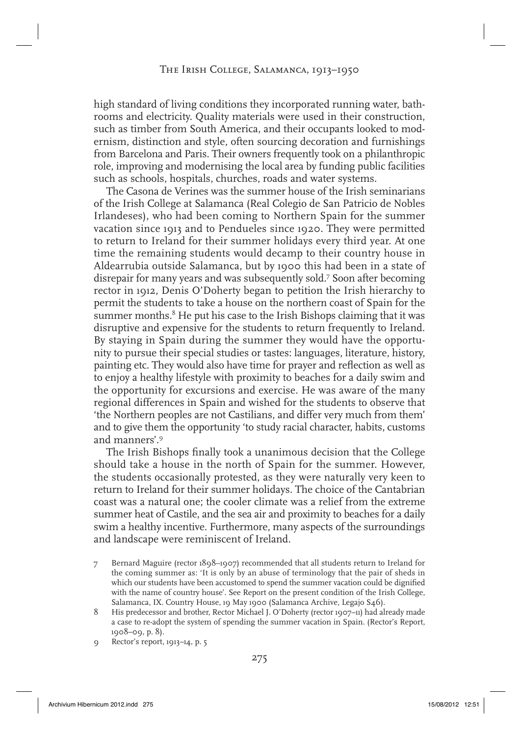high standard of living conditions they incorporated running water, bathrooms and electricity. Quality materials were used in their construction, such as timber from South America, and their occupants looked to modernism, distinction and style, often sourcing decoration and furnishings from Barcelona and Paris. Their owners frequently took on a philanthropic role, improving and modernising the local area by funding public facilities such as schools, hospitals, churches, roads and water systems.

The Casona de Verines was the summer house of the Irish seminarians of the Irish College at Salamanca (Real Colegio de San Patricio de Nobles Irlandeses), who had been coming to Northern Spain for the summer vacation since 1913 and to Pendueles since 1920. They were permitted to return to Ireland for their summer holidays every third year. At one time the remaining students would decamp to their country house in Aldearrubia outside Salamanca, but by 1900 this had been in a state of disrepair for many years and was subsequently sold.[7] Soon after becoming rector in 1912, Denis O'Doherty began to petition the Irish hierarchy to permit the students to take a house on the northern coast of Spain for the summer months.[8] He put his case to the Irish Bishops claiming that it was disruptive and expensive for the students to return frequently to Ireland. By staying in Spain during the summer they would have the opportunity to pursue their special studies or tastes: languages, literature, history, painting etc. They would also have time for prayer and reflection as well as to enjoy a healthy lifestyle with proximity to beaches for a daily swim and the opportunity for excursions and exercise. He was aware of the many regional differences in Spain and wished for the students to observe that 'the Northern peoples are not Castilians, and differ very much from them' and to give them the opportunity 'to study racial character, habits, customs and manners'.[9]

The Irish Bishops finally took a unanimous decision that the College should take a house in the north of Spain for the summer. However, the students occasionally protested, as they were naturally very keen to return to Ireland for their summer holidays. The choice of the Cantabrian coast was a natural one; the cooler climate was a relief from the extreme summer heat of Castile, and the sea air and proximity to beaches for a daily swim a healthy incentive. Furthermore, many aspects of the surroundings and landscape were reminiscent of Ireland.

7 Bernard Maguire (rector 1898–1907) recommended that all students return to Ireland for the coming summer as: 'It is only by an abuse of terminology that the pair of sheds in which our students have been accustomed to spend the summer vacation could be dignified with the name of country house'. See Report on the present condition of the Irish College, Salamanca, IX. Country House, 19 May 1900 (Salamanca Archive, Legajo S46).

8 His predecessor and brother, Rector Michael J. O'Doherty (rector 1907–11) had already made a case to re-adopt the system of spending the summer vacation in Spain. (Rector's Report, 1908–09, p. 8).

9 Rector's report, 1913–14, p. 5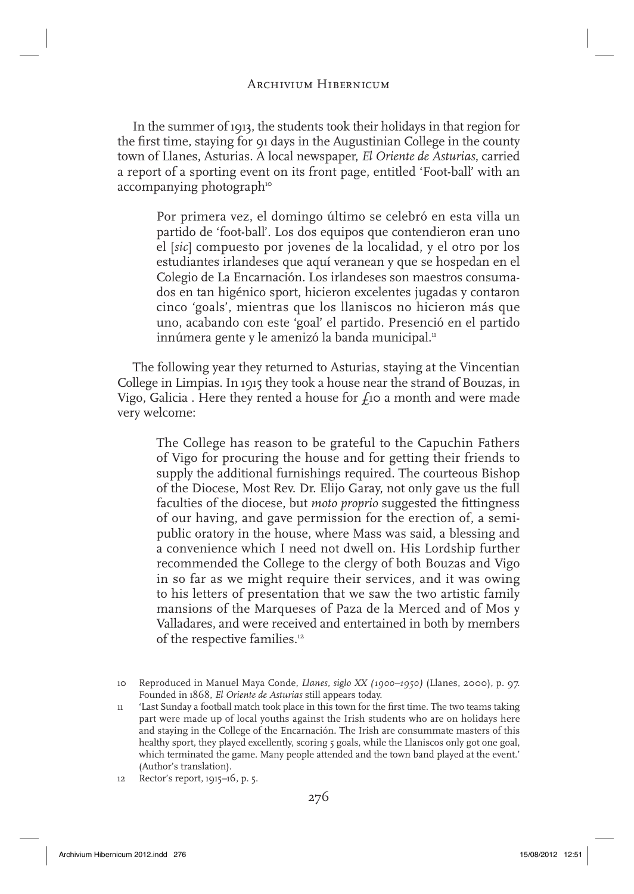In the summer of 1913, the students took their holidays in that region for the first time, staying for 91 days in the Augustinian College in the county town of Llanes, Asturias. A local newspaper, *El Oriente de Asturias*, carried a report of a sporting event on its front page, entitled 'Foot-ball' with an accompanying photograph[10]

> Por primera vez, el domingo último se celebró en esta villa un partido de 'foot-ball'. Los dos equipos que contendieron eran uno el [*sic*] compuesto por jovenes de la localidad, y el otro por los estudiantes irlandeses que aquí veranean y que se hospedan en el Colegio de La Encarnación. Los irlandeses son maestros consumados en tan higénico sport, hicieron excelentes jugadas y contaron cinco 'goals', mientras que los llaniscos no hicieron más que uno, acabando con este 'goal' el partido. Presenció en el partido innúmera gente y le amenizó la banda municipal.[11]

The following year they returned to Asturias, staying at the Vincentian College in Limpias. In 1915 they took a house near the strand of Bouzas, in Vigo, Galicia . Here they rented a house for £10 a month and were made very welcome:

> The College has reason to be grateful to the Capuchin Fathers of Vigo for procuring the house and for getting their friends to supply the additional furnishings required. The courteous Bishop of the Diocese, Most Rev. Dr. Elijo Garay, not only gave us the full faculties of the diocese, but *moto proprio* suggested the fittingness of our having, and gave permission for the erection of, a semi-public oratory in the house, where Mass was said, a blessing and a convenience which I need not dwell on. His Lordship further recommended the College to the clergy of both Bouzas and Vigo in so far as we might require their services, and it was owing to his letters of presentation that we saw the two artistic family mansions of the Marqueses of Paza de la Merced and of Mos y Valladares, and were received and entertained in both by members of the respective families.[12]

10 Reproduced in Manuel Maya Conde, *Llanes, siglo XX (1900–1950)* (Llanes, 2000), p. 97. Founded in 1868, *El Oriente de Asturias* still appears today.

11 'Last Sunday a football match took place in this town for the first time. The two teams taking part were made up of local youths against the Irish students who are on holidays here and staying in the College of the Encarnación. The Irish are consummate masters of this healthy sport, they played excellently, scoring 5 goals, while the Llaniscos only got one goal, which terminated the game. Many people attended and the town band played at the event.' (Author's translation).

12 Rector's report, 1915–16, p. 5.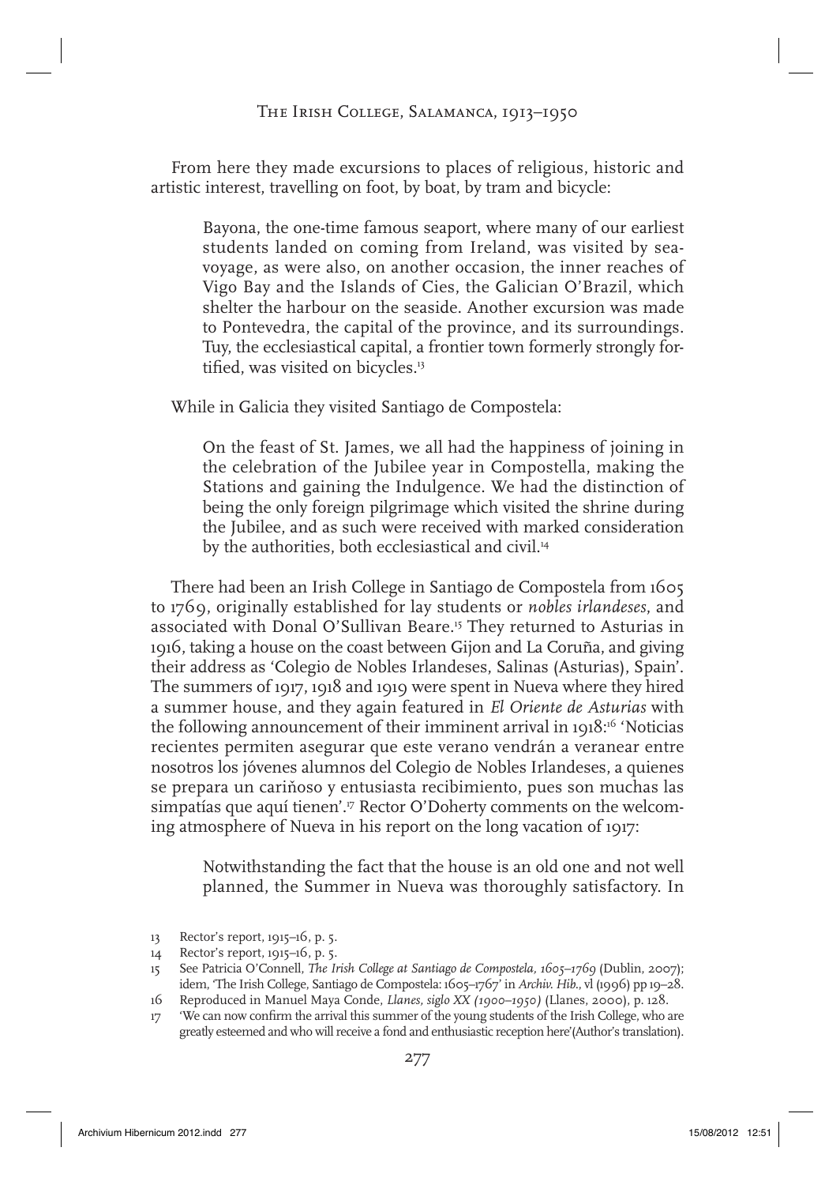From here they made excursions to places of religious, historic and artistic interest, travelling on foot, by boat, by tram and bicycle:

> Bayona, the one-time famous seaport, where many of our earliest students landed on coming from Ireland, was visited by sea-voyage, as were also, on another occasion, the inner reaches of Vigo Bay and the Islands of Cies, the Galician O'Brazil, which shelter the harbour on the seaside. Another excursion was made to Pontevedra, the capital of the province, and its surroundings. Tuy, the ecclesiastical capital, a frontier town formerly strongly fortified, was visited on bicycles.[13]

While in Galicia they visited Santiago de Compostela:

> On the feast of St. James, we all had the happiness of joining in the celebration of the Jubilee year in Compostella, making the Stations and gaining the Indulgence. We had the distinction of being the only foreign pilgrimage which visited the shrine during the Jubilee, and as such were received with marked consideration by the authorities, both ecclesiastical and civil.[14]

There had been an Irish College in Santiago de Compostela from 1605 to 1769, originally established for lay students or *nobles irlandeses*, and associated with Donal O'Sullivan Beare.[15] They returned to Asturias in 1916, taking a house on the coast between Gijon and La Coruña, and giving their address as 'Colegio de Nobles Irlandeses, Salinas (Asturias), Spain'. The summers of 1917, 1918 and 1919 were spent in Nueva where they hired a summer house, and they again featured in *El Oriente de Asturias* with the following announcement of their imminent arrival in 1918:[16] 'Noticias recientes permiten asegurar que este verano vendrán a veranear entre nosotros los jóvenes alumnos del Colegio de Nobles Irlandeses, a quienes se prepara un cariňoso y entusiasta recibimiento, pues son muchas las simpatías que aquí tienen'.[17] Rector O'Doherty comments on the welcoming atmosphere of Nueva in his report on the long vacation of 1917:

> Notwithstanding the fact that the house is an old one and not well planned, the Summer in Nueva was thoroughly satisfactory. In

13 Rector's report, 1915–16, p. 5.

14 Rector's report, 1915–16, p. 5.

15 See Patricia O'Connell, *The Irish College at Santiago de Compostela, 1605–1769* (Dublin, 2007); idem, 'The Irish College, Santiago de Compostela: 1605–1767' in *Archiv. Hib.*, vl (1996) pp 19–28.

16 Reproduced in Manuel Maya Conde, *Llanes, siglo XX (1900–1950)* (Llanes, 2000), p. 128.

17 'We can now confirm the arrival this summer of the young students of the Irish College, who are greatly esteemed and who will receive a fond and enthusiastic reception here' (Author's translation).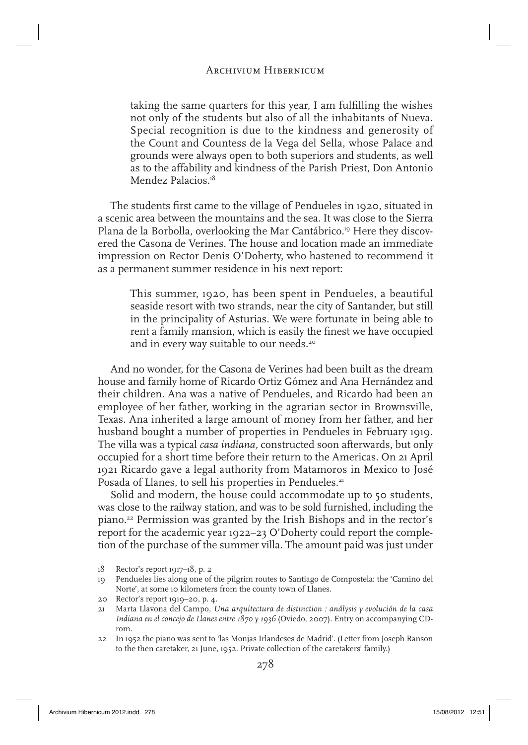> taking the same quarters for this year, I am fulfilling the wishes not only of the students but also of all the inhabitants of Nueva. Special recognition is due to the kindness and generosity of the Count and Countess de la Vega del Sella, whose Palace and grounds were always open to both superiors and students, as well as to the affability and kindness of the Parish Priest, Don Antonio Mendez Palacios.[18]

The students first came to the village of Pendueles in 1920, situated in a scenic area between the mountains and the sea. It was close to the Sierra Plana de la Borbolla, overlooking the Mar Cantábrico.[19] Here they discovered the Casona de Verines. The house and location made an immediate impression on Rector Denis O'Doherty, who hastened to recommend it as a permanent summer residence in his next report:

> This summer, 1920, has been spent in Pendueles, a beautiful seaside resort with two strands, near the city of Santander, but still in the principality of Asturias. We were fortunate in being able to rent a family mansion, which is easily the finest we have occupied and in every way suitable to our needs.[20]

And no wonder, for the Casona de Verines had been built as the dream house and family home of Ricardo Ortiz Gómez and Ana Hernández and their children. Ana was a native of Pendueles, and Ricardo had been an employee of her father, working in the agrarian sector in Brownsville, Texas. Ana inherited a large amount of money from her father, and her husband bought a number of properties in Pendueles in February 1919. The villa was a typical *casa indiana,* constructed soon afterwards, but only occupied for a short time before their return to the Americas. On 21 April 1921 Ricardo gave a legal authority from Matamoros in Mexico to José Posada of Llanes, to sell his properties in Pendueles.[21]

Solid and modern, the house could accommodate up to 50 students, was close to the railway station, and was to be sold furnished, including the piano.[22] Permission was granted by the Irish Bishops and in the rector's report for the academic year 1922–23 O'Doherty could report the completion of the purchase of the summer villa. The amount paid was just under

18 Rector's report 1917–18, p. 2

19 Pendueles lies along one of the pilgrim routes to Santiago de Compostela: the 'Camino del Norte', at some 10 kilometers from the county town of Llanes.

20 Rector's report 1919–20, p. 4.

21 Marta Llavona del Campo, *Una arquitectura de distinction : análysis y evolución de la casa Indiana en el concejo de Llanes entre 1870 y 1936* (Oviedo, 2007). Entry on accompanying CD-rom.

22 In 1952 the piano was sent to 'las Monjas Irlandeses de Madrid'. (Letter from Joseph Ranson to the then caretaker, 21 June, 1952. Private collection of the caretakers' family.)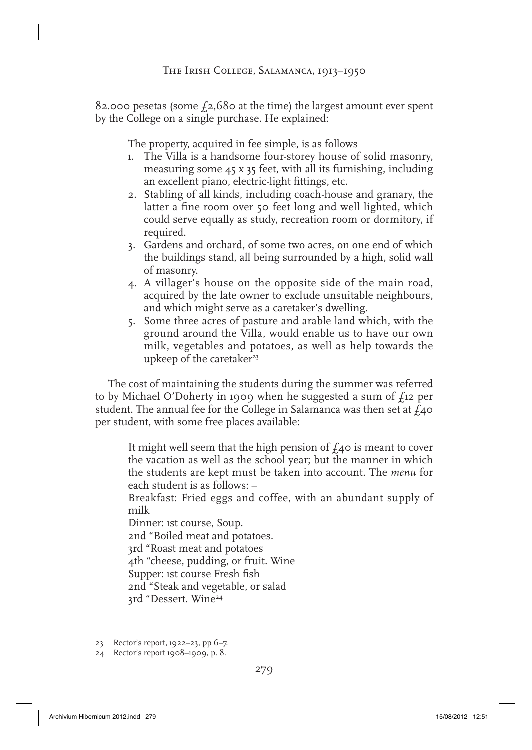82.000 pesetas (some £2,680 at the time) the largest amount ever spent by the College on a single purchase. He explained:

> The property, acquired in fee simple, is as follows
>
> 1. The Villa is a handsome four-storey house of solid masonry, measuring some 45 x 35 feet, with all its furnishing, including an excellent piano, electric-light fittings, etc.
> 2. Stabling of all kinds, including coach-house and granary, the latter a fine room over 50 feet long and well lighted, which could serve equally as study, recreation room or dormitory, if required.
> 3. Gardens and orchard, of some two acres, on one end of which the buildings stand, all being surrounded by a high, solid wall of masonry.
> 4. A villager's house on the opposite side of the main road, acquired by the late owner to exclude unsuitable neighbours, and which might serve as a caretaker's dwelling.
> 5. Some three acres of pasture and arable land which, with the ground around the Villa, would enable us to have our own milk, vegetables and potatoes, as well as help towards the upkeep of the caretaker[23]

The cost of maintaining the students during the summer was referred to by Michael O'Doherty in 1909 when he suggested a sum of £12 per student. The annual fee for the College in Salamanca was then set at £40 per student, with some free places available:

> It might well seem that the high pension of £40 is meant to cover the vacation as well as the school year; but the manner in which the students are kept must be taken into account. The *menu* for each student is as follows: –
>
> Breakfast: Fried eggs and coffee, with an abundant supply of milk
>
> Dinner: 1st course, Soup.
>
> 2nd "Boiled meat and potatoes.
>
> 3rd "Roast meat and potatoes
>
> 4th "cheese, pudding, or fruit. Wine
>
> Supper: 1st course Fresh fish
>
> 2nd "Steak and vegetable, or salad
>
> 3rd "Dessert. Wine[24]

---

23 Rector's report, 1922–23, pp 6–7.

24 Rector's report 1908–1909, p. 8.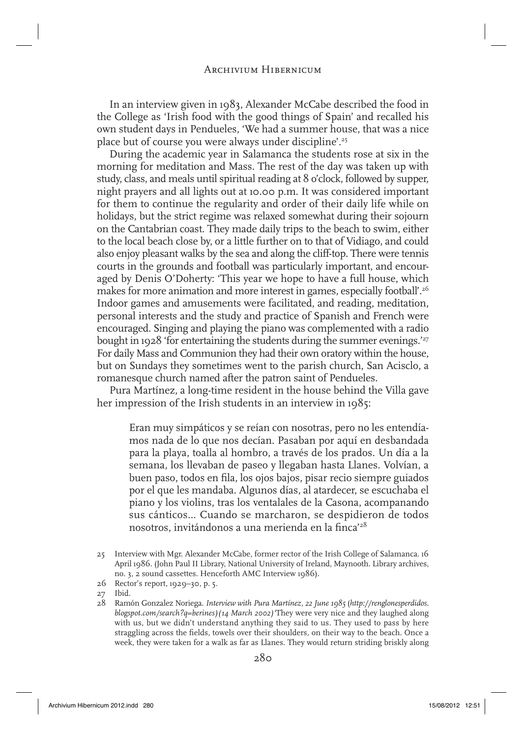In an interview given in 1983, Alexander McCabe described the food in the College as 'Irish food with the good things of Spain' and recalled his own student days in Pendueles, 'We had a summer house, that was a nice place but of course you were always under discipline'.[25]

During the academic year in Salamanca the students rose at six in the morning for meditation and Mass. The rest of the day was taken up with study, class, and meals until spiritual reading at 8 o'clock, followed by supper, night prayers and all lights out at 10.00 p.m. It was considered important for them to continue the regularity and order of their daily life while on holidays, but the strict regime was relaxed somewhat during their sojourn on the Cantabrian coast. They made daily trips to the beach to swim, either to the local beach close by, or a little further on to that of Vidiago, and could also enjoy pleasant walks by the sea and along the cliff-top. There were tennis courts in the grounds and football was particularly important, and encouraged by Denis O'Doherty: 'This year we hope to have a full house, which makes for more animation and more interest in games, especially football'.[26] Indoor games and amusements were facilitated, and reading, meditation, personal interests and the study and practice of Spanish and French were encouraged. Singing and playing the piano was complemented with a radio bought in 1928 'for entertaining the students during the summer evenings.'[27] For daily Mass and Communion they had their own oratory within the house, but on Sundays they sometimes went to the parish church, San Acisclo, a romanesque church named after the patron saint of Pendueles.

Pura Martínez, a long-time resident in the house behind the Villa gave her impression of the Irish students in an interview in 1985:

> Eran muy simpáticos y se reían con nosotras, pero no les entendíamos nada de lo que nos decían. Pasaban por aquí en desbandada para la playa, toalla al hombro, a través de los prados. Un día a la semana, los llevaban de paseo y llegaban hasta Llanes. Volvían, a buen paso, todos en fila, los ojos bajos, pisar recio siempre guiados por el que les mandaba. Algunos días, al atardecer, se escuchaba el piano y los violins, tras los ventalales de la Casona, acompanando sus cánticos... Cuando se marcharon, se despidieron de todos nosotros, invitándonos a una merienda en la finca'[28]

25 Interview with Mgr. Alexander McCabe, former rector of the Irish College of Salamanca. 16 April 1986. (John Paul II Library, National University of Ireland, Maynooth. Library archives, no. 3, 2 sound cassettes. Henceforth AMC Interview 1986).

26 Rector's report, 1929–30, p. 5.

27 Ibid.

28 Ramón Gonzalez Noriega. *Interview with Pura Martínez, 22 June 1985* (*http://renglonesperdidos.blogspot.com/search?q=berines)(14 March 2002)* 'They were very nice and they laughed along with us, but we didn't understand anything they said to us. They used to pass by here straggling across the fields, towels over their shoulders, on their way to the beach. Once a week, they were taken for a walk as far as Llanes. They would return striding briskly along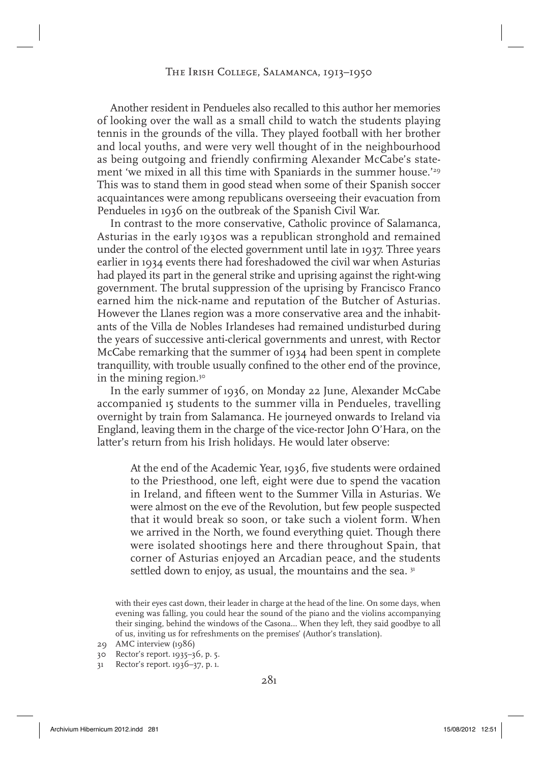Another resident in Pendueles also recalled to this author her memories of looking over the wall as a small child to watch the students playing tennis in the grounds of the villa. They played football with her brother and local youths, and were very well thought of in the neighbourhood as being outgoing and friendly confirming Alexander McCabe's statement 'we mixed in all this time with Spaniards in the summer house.'[29] This was to stand them in good stead when some of their Spanish soccer acquaintances were among republicans overseeing their evacuation from Pendueles in 1936 on the outbreak of the Spanish Civil War.

In contrast to the more conservative, Catholic province of Salamanca, Asturias in the early 1930s was a republican stronghold and remained under the control of the elected government until late in 1937. Three years earlier in 1934 events there had foreshadowed the civil war when Asturias had played its part in the general strike and uprising against the right-wing government. The brutal suppression of the uprising by Francisco Franco earned him the nick-name and reputation of the Butcher of Asturias. However the Llanes region was a more conservative area and the inhabitants of the Villa de Nobles Irlandeses had remained undisturbed during the years of successive anti-clerical governments and unrest, with Rector McCabe remarking that the summer of 1934 had been spent in complete tranquillity, with trouble usually confined to the other end of the province, in the mining region.[30]

In the early summer of 1936, on Monday 22 June, Alexander McCabe accompanied 15 students to the summer villa in Pendueles, travelling overnight by train from Salamanca. He journeyed onwards to Ireland via England, leaving them in the charge of the vice-rector John O'Hara, on the latter's return from his Irish holidays. He would later observe:

> At the end of the Academic Year, 1936, five students were ordained to the Priesthood, one left, eight were due to spend the vacation in Ireland, and fifteen went to the Summer Villa in Asturias. We were almost on the eve of the Revolution, but few people suspected that it would break so soon, or take such a violent form. When we arrived in the North, we found everything quiet. Though there were isolated shootings here and there throughout Spain, that corner of Asturias enjoyed an Arcadian peace, and the students settled down to enjoy, as usual, the mountains and the sea. [31]

with their eyes cast down, their leader in charge at the head of the line. On some days, when evening was falling, you could hear the sound of the piano and the violins accompanying their singing, behind the windows of the Casona... When they left, they said goodbye to all of us, inviting us for refreshments on the premises' (Author's translation).

29 AMC interview (1986)

30 Rector's report. 1935–36, p. 5.

31 Rector's report. 1936–37, p. 1.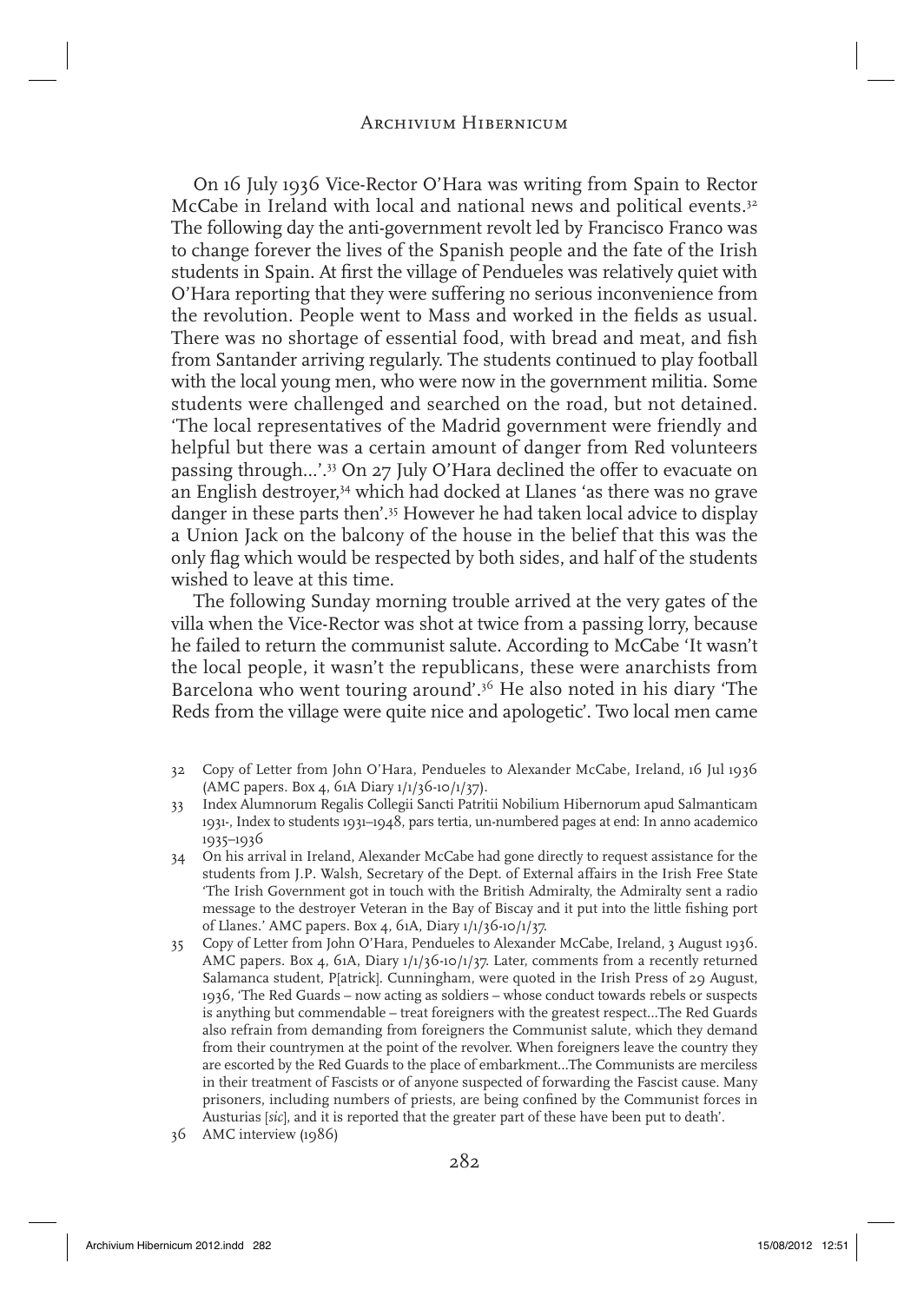On 16 July 1936 Vice-Rector O'Hara was writing from Spain to Rector McCabe in Ireland with local and national news and political events.[32] The following day the anti-government revolt led by Francisco Franco was to change forever the lives of the Spanish people and the fate of the Irish students in Spain. At first the village of Pendueles was relatively quiet with O'Hara reporting that they were suffering no serious inconvenience from the revolution. People went to Mass and worked in the fields as usual. There was no shortage of essential food, with bread and meat, and fish from Santander arriving regularly. The students continued to play football with the local young men, who were now in the government militia. Some students were challenged and searched on the road, but not detained. 'The local representatives of the Madrid government were friendly and helpful but there was a certain amount of danger from Red volunteers passing through…'.[33] On 27 July O'Hara declined the offer to evacuate on an English destroyer,[34] which had docked at Llanes 'as there was no grave danger in these parts then'.[35] However he had taken local advice to display a Union Jack on the balcony of the house in the belief that this was the only flag which would be respected by both sides, and half of the students wished to leave at this time.

The following Sunday morning trouble arrived at the very gates of the villa when the Vice-Rector was shot at twice from a passing lorry, because he failed to return the communist salute. According to McCabe 'It wasn't the local people, it wasn't the republicans, these were anarchists from Barcelona who went touring around'.[36] He also noted in his diary 'The Reds from the village were quite nice and apologetic'. Two local men came

---

32 Copy of Letter from John O'Hara, Pendueles to Alexander McCabe, Ireland, 16 Jul 1936 (AMC papers. Box 4, 61A Diary 1/1/36-10/1/37).

33 Index Alumnorum Regalis Collegii Sancti Patritii Nobilium Hibernorum apud Salmanticam 1931-, Index to students 1931–1948, pars tertia, un-numbered pages at end: In anno academico 1935–1936

34 On his arrival in Ireland, Alexander McCabe had gone directly to request assistance for the students from J.P. Walsh, Secretary of the Dept. of External affairs in the Irish Free State 'The Irish Government got in touch with the British Admiralty, the Admiralty sent a radio message to the destroyer Veteran in the Bay of Biscay and it put into the little fishing port of Llanes.' AMC papers. Box 4, 61A, Diary 1/1/36-10/1/37.

35 Copy of Letter from John O'Hara, Pendueles to Alexander McCabe, Ireland, 3 August 1936. AMC papers. Box 4, 61A, Diary 1/1/36-10/1/37. Later, comments from a recently returned Salamanca student, P[atrick]. Cunningham, were quoted in the Irish Press of 29 August, 1936, 'The Red Guards – now acting as soldiers – whose conduct towards rebels or suspects is anything but commendable – treat foreigners with the greatest respect…The Red Guards also refrain from demanding from foreigners the Communist salute, which they demand from their countrymen at the point of the revolver. When foreigners leave the country they are escorted by the Red Guards to the place of embarkment…The Communists are merciless in their treatment of Fascists or of anyone suspected of forwarding the Fascist cause. Many prisoners, including numbers of priests, are being confined by the Communist forces in Austurias [*sic*], and it is reported that the greater part of these have been put to death'.

36 AMC interview (1986)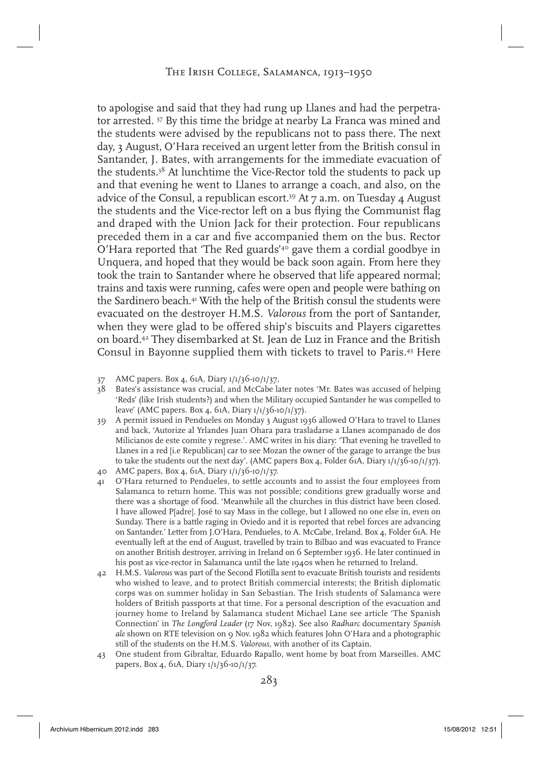to apologise and said that they had rung up Llanes and had the perpetrator arrested. [37] By this time the bridge at nearby La Franca was mined and the students were advised by the republicans not to pass there. The next day, 3 August, O'Hara received an urgent letter from the British consul in Santander, J. Bates, with arrangements for the immediate evacuation of the students.[38] At lunchtime the Vice-Rector told the students to pack up and that evening he went to Llanes to arrange a coach, and also, on the advice of the Consul, a republican escort.[39] At 7 a.m. on Tuesday 4 August the students and the Vice-rector left on a bus flying the Communist flag and draped with the Union Jack for their protection. Four republicans preceded them in a car and five accompanied them on the bus. Rector O'Hara reported that 'The Red guards'[40] gave them a cordial goodbye in Unquera, and hoped that they would be back soon again. From here they took the train to Santander where he observed that life appeared normal; trains and taxis were running, cafes were open and people were bathing on the Sardinero beach.[41] With the help of the British consul the students were evacuated on the destroyer H.M.S. *Valorous* from the port of Santander, when they were glad to be offered ship's biscuits and Players cigarettes on board.[42] They disembarked at St. Jean de Luz in France and the British Consul in Bayonne supplied them with tickets to travel to Paris.[43] Here

37 AMC papers. Box 4, 61A, Diary 1/1/36-10/1/37,

38 Bates's assistance was crucial, and McCabe later notes 'Mr. Bates was accused of helping 'Reds' (like Irish students?) and when the Military occupied Santander he was compelled to leave' (AMC papers. Box 4, 61A, Diary 1/1/36-10/1/37).

39 A permit issued in Pendueles on Monday 3 August 1936 allowed O'Hara to travel to Llanes and back, 'Autorize al Yrlandes Juan Ohara para trasladarse a Llanes acompanado de dos Milicianos de este comite y regrese.'. AMC writes in his diary: 'That evening he travelled to Llanes in a red [i.e Republican] car to see Mozan the owner of the garage to arrange the bus to take the students out the next day'. (AMC papers Box 4, Folder 61A, Diary 1/1/36-10/1/37).

40 AMC papers, Box 4, 61A, Diary 1/1/36-10/1/37.

41 O'Hara returned to Pendueles, to settle accounts and to assist the four employees from Salamanca to return home. This was not possible; conditions grew gradually worse and there was a shortage of food. 'Meanwhile all the churches in this district have been closed. I have allowed P[adre]. José to say Mass in the college, but I allowed no one else in, even on Sunday. There is a battle raging in Oviedo and it is reported that rebel forces are advancing on Santander.' Letter from J.O'Hara, Pendueles, to A. McCabe, Ireland. Box 4, Folder 61A. He eventually left at the end of August, travelled by train to Bilbao and was evacuated to France on another British destroyer, arriving in Ireland on 6 September 1936. He later continued in his post as vice-rector in Salamanca until the late 1940s when he returned to Ireland.

42 H.M.S. *Valorous* was part of the Second Flotilla sent to evacuate British tourists and residents who wished to leave, and to protect British commercial interests; the British diplomatic corps was on summer holiday in San Sebastian. The Irish students of Salamanca were holders of British passports at that time. For a personal description of the evacuation and journey home to Ireland by Salamanca student Michael Lane see article 'The Spanish Connection' in *The Longford Leader* (17 Nov, 1982). See also *Radharc* documentary *Spanish ale* shown on RTE television on 9 Nov. 1982 which features John O'Hara and a photographic still of the students on the H.M.S. *Valorous*, with another of its Captain.

43 One student from Gibraltar, Eduardo Rapallo, went home by boat from Marseilles. AMC papers, Box 4, 61A, Diary 1/1/36-10/1/37.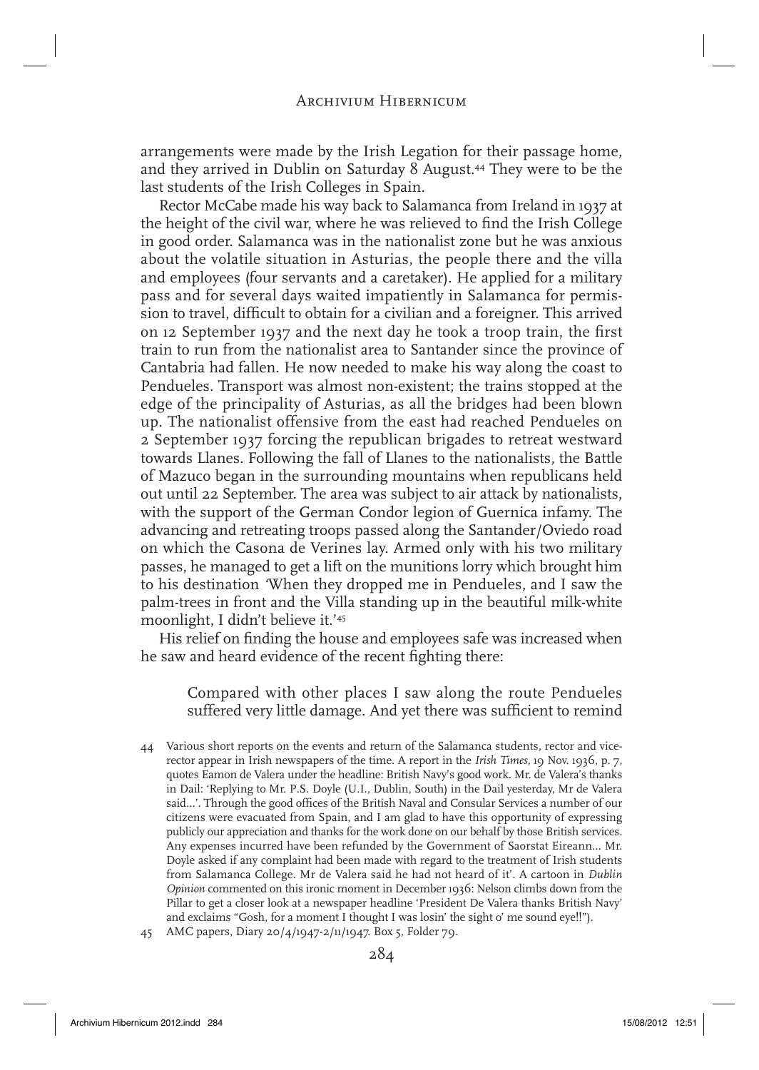arrangements were made by the Irish Legation for their passage home, and they arrived in Dublin on Saturday 8 August.[44] They were to be the last students of the Irish Colleges in Spain.

Rector McCabe made his way back to Salamanca from Ireland in 1937 at the height of the civil war, where he was relieved to find the Irish College in good order. Salamanca was in the nationalist zone but he was anxious about the volatile situation in Asturias, the people there and the villa and employees (four servants and a caretaker). He applied for a military pass and for several days waited impatiently in Salamanca for permission to travel, difficult to obtain for a civilian and a foreigner. This arrived on 12 September 1937 and the next day he took a troop train, the first train to run from the nationalist area to Santander since the province of Cantabria had fallen. He now needed to make his way along the coast to Pendueles. Transport was almost non-existent; the trains stopped at the edge of the principality of Asturias, as all the bridges had been blown up. The nationalist offensive from the east had reached Pendueles on 2 September 1937 forcing the republican brigades to retreat westward towards Llanes. Following the fall of Llanes to the nationalists, the Battle of Mazuco began in the surrounding mountains when republicans held out until 22 September. The area was subject to air attack by nationalists, with the support of the German Condor legion of Guernica infamy. The advancing and retreating troops passed along the Santander/Oviedo road on which the Casona de Verines lay. Armed only with his two military passes, he managed to get a lift on the munitions lorry which brought him to his destination 'When they dropped me in Pendueles, and I saw the palm-trees in front and the Villa standing up in the beautiful milk-white moonlight, I didn't believe it.'[45]

His relief on finding the house and employees safe was increased when he saw and heard evidence of the recent fighting there:

> Compared with other places I saw along the route Pendueles suffered very little damage. And yet there was sufficient to remind

44 Various short reports on the events and return of the Salamanca students, rector and vice-rector appear in Irish newspapers of the time. A report in the *Irish Times*, 19 Nov. 1936, p. 7, quotes Eamon de Valera under the headline: British Navy's good work. Mr. de Valera's thanks in Dail: 'Replying to Mr. P.S. Doyle (U.I., Dublin, South) in the Dail yesterday, Mr de Valera said...'. Through the good offices of the British Naval and Consular Services a number of our citizens were evacuated from Spain, and I am glad to have this opportunity of expressing publicly our appreciation and thanks for the work done on our behalf by those British services. Any expenses incurred have been refunded by the Government of Saorstat Eireann... Mr. Doyle asked if any complaint had been made with regard to the treatment of Irish students from Salamanca College. Mr de Valera said he had not heard of it'. A cartoon in *Dublin Opinion* commented on this ironic moment in December 1936: Nelson climbs down from the Pillar to get a closer look at a newspaper headline 'President De Valera thanks British Navy' and exclaims "Gosh, for a moment I thought I was losin' the sight o' me sound eye!!").

45 AMC papers, Diary 20/4/1947-2/11/1947. Box 5, Folder 79.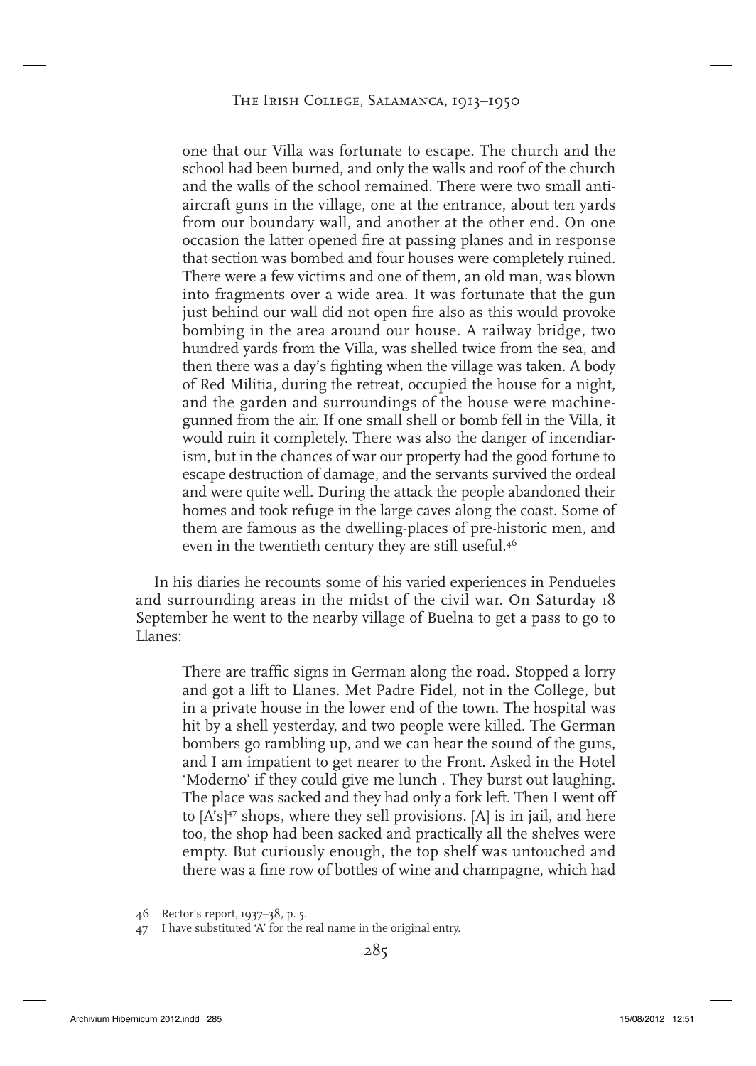> one that our Villa was fortunate to escape. The church and the school had been burned, and only the walls and roof of the church and the walls of the school remained. There were two small anti-aircraft guns in the village, one at the entrance, about ten yards from our boundary wall, and another at the other end. On one occasion the latter opened fire at passing planes and in response that section was bombed and four houses were completely ruined. There were a few victims and one of them, an old man, was blown into fragments over a wide area. It was fortunate that the gun just behind our wall did not open fire also as this would provoke bombing in the area around our house. A railway bridge, two hundred yards from the Villa, was shelled twice from the sea, and then there was a day's fighting when the village was taken. A body of Red Militia, during the retreat, occupied the house for a night, and the garden and surroundings of the house were machine-gunned from the air. If one small shell or bomb fell in the Villa, it would ruin it completely. There was also the danger of incendiarism, but in the chances of war our property had the good fortune to escape destruction of damage, and the servants survived the ordeal and were quite well. During the attack the people abandoned their homes and took refuge in the large caves along the coast. Some of them are famous as the dwelling-places of pre-historic men, and even in the twentieth century they are still useful.[46]

In his diaries he recounts some of his varied experiences in Pendueles and surrounding areas in the midst of the civil war. On Saturday 18 September he went to the nearby village of Buelna to get a pass to go to Llanes:

> There are traffic signs in German along the road. Stopped a lorry and got a lift to Llanes. Met Padre Fidel, not in the College, but in a private house in the lower end of the town. The hospital was hit by a shell yesterday, and two people were killed. The German bombers go rambling up, and we can hear the sound of the guns, and I am impatient to get nearer to the Front. Asked in the Hotel 'Moderno' if they could give me lunch . They burst out laughing. The place was sacked and they had only a fork left. Then I went off to [A's][47] shops, where they sell provisions. [A] is in jail, and here too, the shop had been sacked and practically all the shelves were empty. But curiously enough, the top shelf was untouched and there was a fine row of bottles of wine and champagne, which had

46 Rector's report, 1937–38, p. 5.

47 I have substituted 'A' for the real name in the original entry.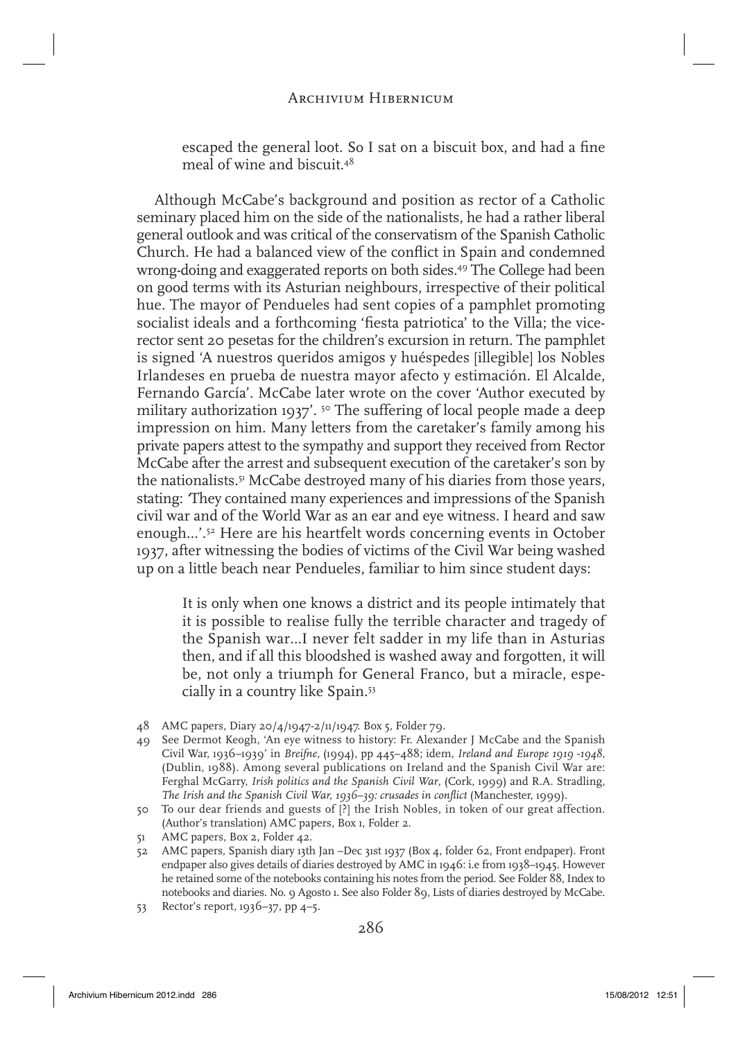> escaped the general loot. So I sat on a biscuit box, and had a fine meal of wine and biscuit.[48]

Although McCabe's background and position as rector of a Catholic seminary placed him on the side of the nationalists, he had a rather liberal general outlook and was critical of the conservatism of the Spanish Catholic Church. He had a balanced view of the conflict in Spain and condemned wrong-doing and exaggerated reports on both sides.[49] The College had been on good terms with its Asturian neighbours, irrespective of their political hue. The mayor of Pendueles had sent copies of a pamphlet promoting socialist ideals and a forthcoming 'fiesta patriotica' to the Villa; the vice-rector sent 20 pesetas for the children's excursion in return. The pamphlet is signed 'A nuestros queridos amigos y huéspedes [illegible] los Nobles Irlandeses en prueba de nuestra mayor afecto y estimación. El Alcalde, Fernando García'. McCabe later wrote on the cover 'Author executed by military authorization 1937'. [50] The suffering of local people made a deep impression on him. Many letters from the caretaker's family among his private papers attest to the sympathy and support they received from Rector McCabe after the arrest and subsequent execution of the caretaker's son by the nationalists.[51] McCabe destroyed many of his diaries from those years, stating: 'They contained many experiences and impressions of the Spanish civil war and of the World War as an ear and eye witness. I heard and saw enough...'.[52] Here are his heartfelt words concerning events in October 1937, after witnessing the bodies of victims of the Civil War being washed up on a little beach near Pendueles, familiar to him since student days:

> It is only when one knows a district and its people intimately that it is possible to realise fully the terrible character and tragedy of the Spanish war...I never felt sadder in my life than in Asturias then, and if all this bloodshed is washed away and forgotten, it will be, not only a triumph for General Franco, but a miracle, especially in a country like Spain.[53]

48 AMC papers, Diary 20/4/1947-2/11/1947. Box 5, Folder 79.

49 See Dermot Keogh, 'An eye witness to history: Fr. Alexander J McCabe and the Spanish Civil War, 1936–1939' in *Breifne*, (1994), pp 445–488; idem, *Ireland and Europe 1919 -1948*, (Dublin, 1988). Among several publications on Ireland and the Spanish Civil War are: Ferghal McGarry, *Irish politics and the Spanish Civil War*, (Cork, 1999) and R.A. Stradling, *The Irish and the Spanish Civil War, 1936–39: crusades in conflict* (Manchester, 1999).

50 To our dear friends and guests of [?] the Irish Nobles, in token of our great affection. (Author's translation) AMC papers, Box 1, Folder 2.

51 AMC papers, Box 2, Folder 42.

52 AMC papers, Spanish diary 13th Jan –Dec 31st 1937 (Box 4, folder 62, Front endpaper). Front endpaper also gives details of diaries destroyed by AMC in 1946: i.e from 1938–1945. However he retained some of the notebooks containing his notes from the period. See Folder 88, Index to notebooks and diaries. No. 9 Agosto 1. See also Folder 89, Lists of diaries destroyed by McCabe.

53 Rector's report, 1936–37, pp 4–5.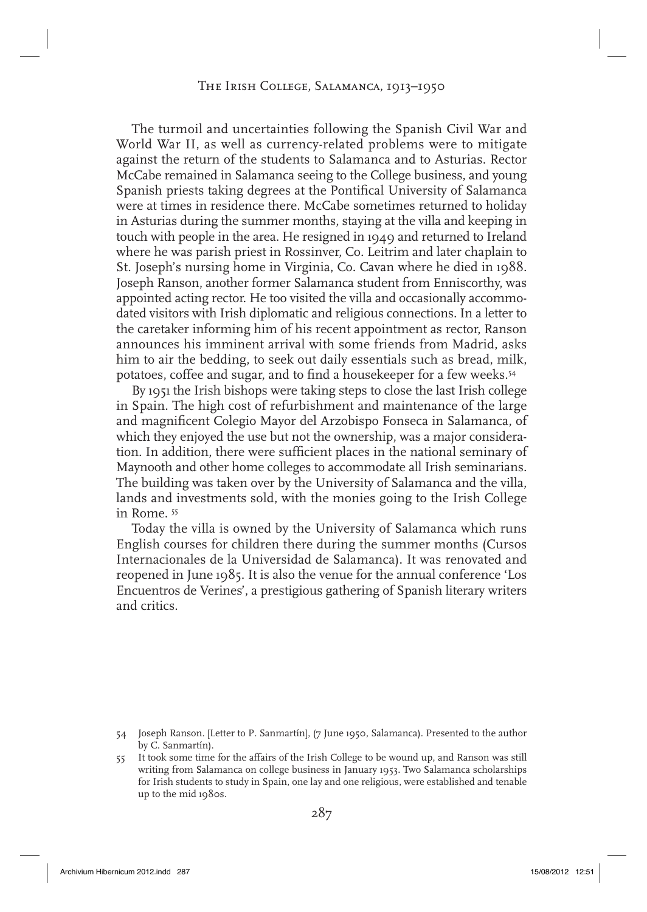The turmoil and uncertainties following the Spanish Civil War and World War II, as well as currency-related problems were to mitigate against the return of the students to Salamanca and to Asturias. Rector McCabe remained in Salamanca seeing to the College business, and young Spanish priests taking degrees at the Pontifical University of Salamanca were at times in residence there. McCabe sometimes returned to holiday in Asturias during the summer months, staying at the villa and keeping in touch with people in the area. He resigned in 1949 and returned to Ireland where he was parish priest in Rossinver, Co. Leitrim and later chaplain to St. Joseph's nursing home in Virginia, Co. Cavan where he died in 1988. Joseph Ranson, another former Salamanca student from Enniscorthy, was appointed acting rector. He too visited the villa and occasionally accommodated visitors with Irish diplomatic and religious connections. In a letter to the caretaker informing him of his recent appointment as rector, Ranson announces his imminent arrival with some friends from Madrid, asks him to air the bedding, to seek out daily essentials such as bread, milk, potatoes, coffee and sugar, and to find a housekeeper for a few weeks.[54]

By 1951 the Irish bishops were taking steps to close the last Irish college in Spain. The high cost of refurbishment and maintenance of the large and magnificent Colegio Mayor del Arzobispo Fonseca in Salamanca, of which they enjoyed the use but not the ownership, was a major consideration. In addition, there were sufficient places in the national seminary of Maynooth and other home colleges to accommodate all Irish seminarians. The building was taken over by the University of Salamanca and the villa, lands and investments sold, with the monies going to the Irish College in Rome. [55]

Today the villa is owned by the University of Salamanca which runs English courses for children there during the summer months (Cursos Internacionales de la Universidad de Salamanca). It was renovated and reopened in June 1985. It is also the venue for the annual conference 'Los Encuentros de Verines', a prestigious gathering of Spanish literary writers and critics.

54 Joseph Ranson. [Letter to P. Sanmartín], (7 June 1950, Salamanca). Presented to the author by C. Sanmartín).

55 It took some time for the affairs of the Irish College to be wound up, and Ranson was still writing from Salamanca on college business in January 1953. Two Salamanca scholarships for Irish students to study in Spain, one lay and one religious, were established and tenable up to the mid 1980s.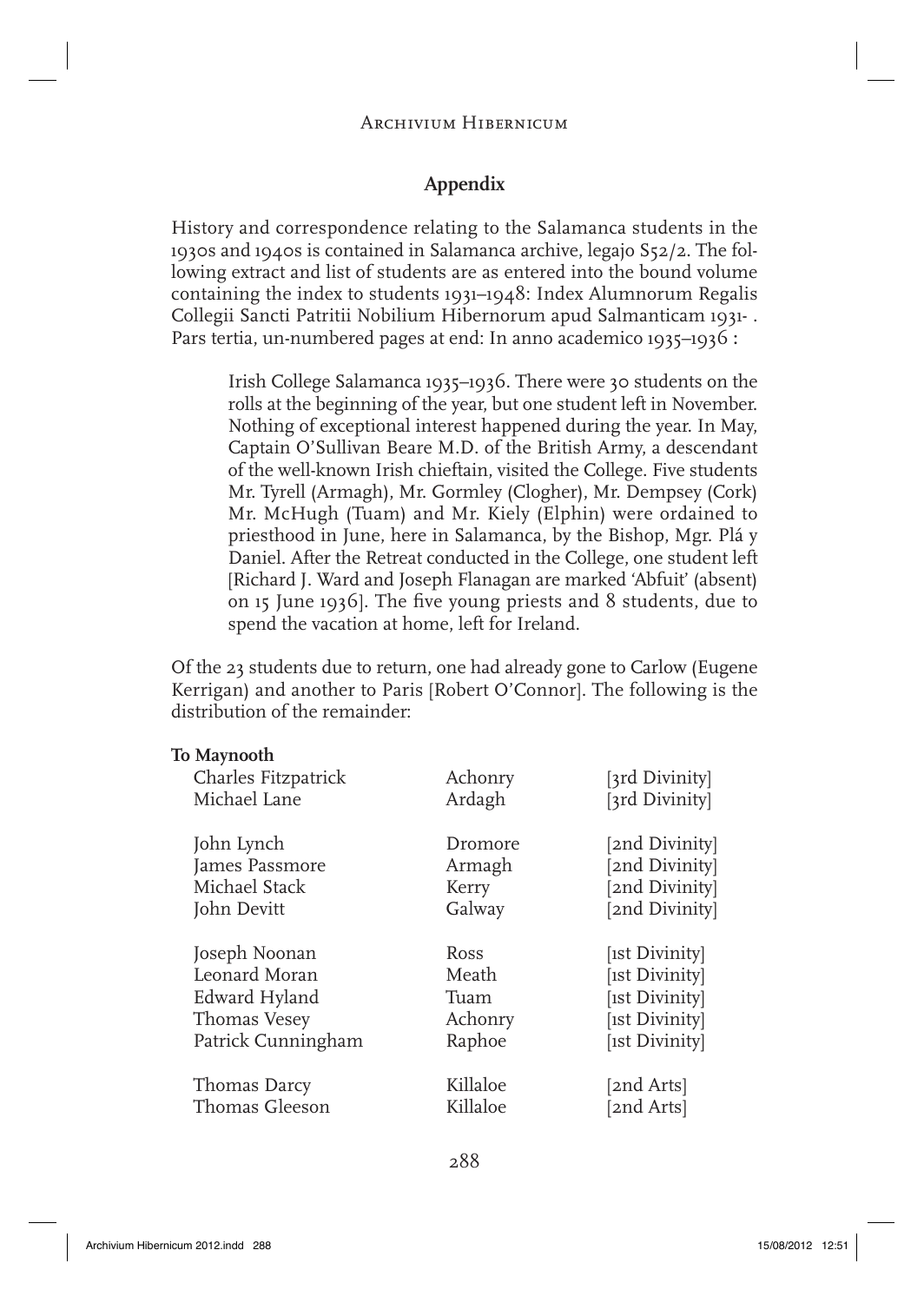## Appendix

History and correspondence relating to the Salamanca students in the 1930s and 1940s is contained in Salamanca archive, legajo S52/2. The following extract and list of students are as entered into the bound volume containing the index to students 1931–1948: Index Alumnorum Regalis Collegii Sancti Patritii Nobilium Hibernorum apud Salmanticam 1931- . Pars tertia, un-numbered pages at end: In anno academico 1935–1936 :

> Irish College Salamanca 1935–1936. There were 30 students on the rolls at the beginning of the year, but one student left in November. Nothing of exceptional interest happened during the year. In May, Captain O'Sullivan Beare M.D. of the British Army, a descendant of the well-known Irish chieftain, visited the College. Five students Mr. Tyrell (Armagh), Mr. Gormley (Clogher), Mr. Dempsey (Cork) Mr. McHugh (Tuam) and Mr. Kiely (Elphin) were ordained to priesthood in June, here in Salamanca, by the Bishop, Mgr. Plá y Daniel. After the Retreat conducted in the College, one student left [Richard J. Ward and Joseph Flanagan are marked 'Abfuit' (absent) on 15 June 1936]. The five young priests and 8 students, due to spend the vacation at home, left for Ireland.

Of the 23 students due to return, one had already gone to Carlow (Eugene Kerrigan) and another to Paris [Robert O'Connor]. The following is the distribution of the remainder:

**To Maynooth**

| | | |
|---|---|---|
| Charles Fitzpatrick | Achonry | [3rd Divinity] |
| Michael Lane | Ardagh | [3rd Divinity] |
| John Lynch | Dromore | [2nd Divinity] |
| James Passmore | Armagh | [2nd Divinity] |
| Michael Stack | Kerry | [2nd Divinity] |
| John Devitt | Galway | [2nd Divinity] |
| Joseph Noonan | Ross | [1st Divinity] |
| Leonard Moran | Meath | [1st Divinity] |
| Edward Hyland | Tuam | [1st Divinity] |
| Thomas Vesey | Achonry | [1st Divinity] |
| Patrick Cunningham | Raphoe | [1st Divinity] |
| Thomas Darcy | Killaloe | [2nd Arts] |
| Thomas Gleeson | Killaloe | [2nd Arts] |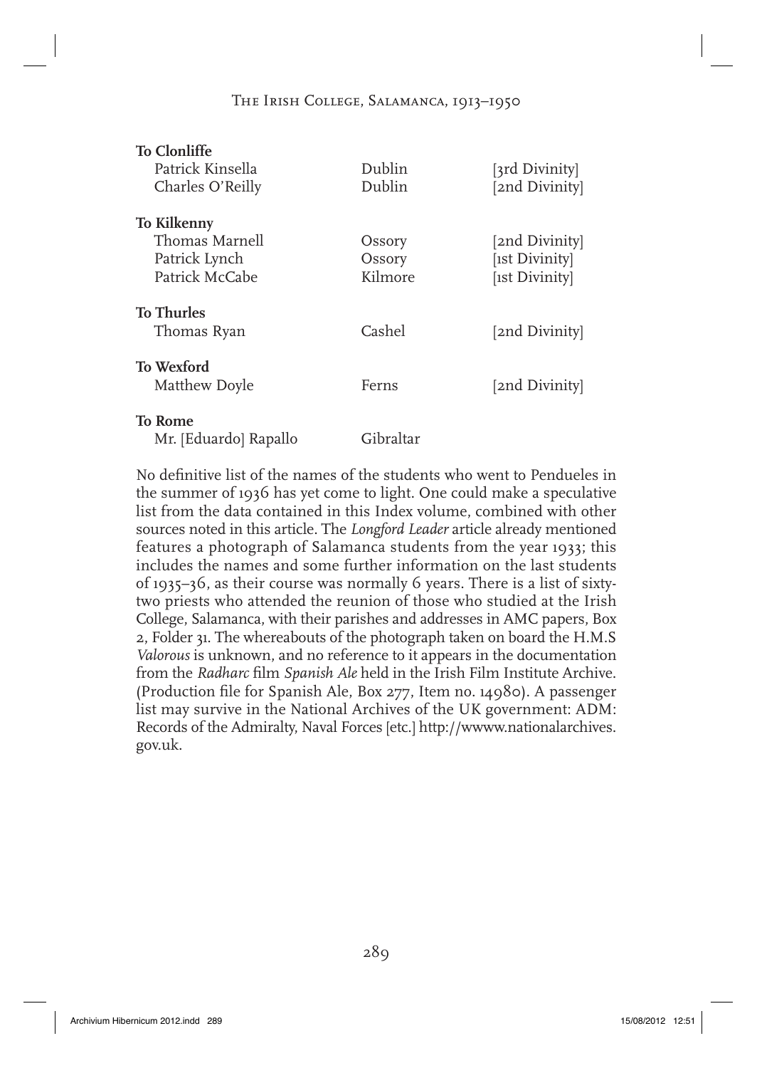**To Clonliffe**

| | | |
|---|---|---|
| Patrick Kinsella | Dublin | [3rd Divinity] |
| Charles O'Reilly | Dublin | [2nd Divinity] |

**To Kilkenny**

| | | |
|---|---|---|
| Thomas Marnell | Ossory | [2nd Divinity] |
| Patrick Lynch | Ossory | [1st Divinity] |
| Patrick McCabe | Kilmore | [1st Divinity] |

**To Thurles**

| | | |
|---|---|---|
| Thomas Ryan | Cashel | [2nd Divinity] |

**To Wexford**

| | | |
|---|---|---|
| Matthew Doyle | Ferns | [2nd Divinity] |

**To Rome**

| | | |
|---|---|---|
| Mr. [Eduardo] Rapallo | Gibraltar | |

No definitive list of the names of the students who went to Pendueles in the summer of 1936 has yet come to light. One could make a speculative list from the data contained in this Index volume, combined with other sources noted in this article. The *Longford Leader* article already mentioned features a photograph of Salamanca students from the year 1933; this includes the names and some further information on the last students of 1935–36, as their course was normally 6 years. There is a list of sixty-two priests who attended the reunion of those who studied at the Irish College, Salamanca, with their parishes and addresses in AMC papers, Box 2, Folder 31. The whereabouts of the photograph taken on board the H.M.S *Valorous* is unknown, and no reference to it appears in the documentation from the *Radharc* film *Spanish Ale* held in the Irish Film Institute Archive. (Production file for Spanish Ale, Box 277, Item no. 14980). A passenger list may survive in the National Archives of the UK government: ADM: Records of the Admiralty, Naval Forces [etc.] http://wwww.nationalarchives.gov.uk.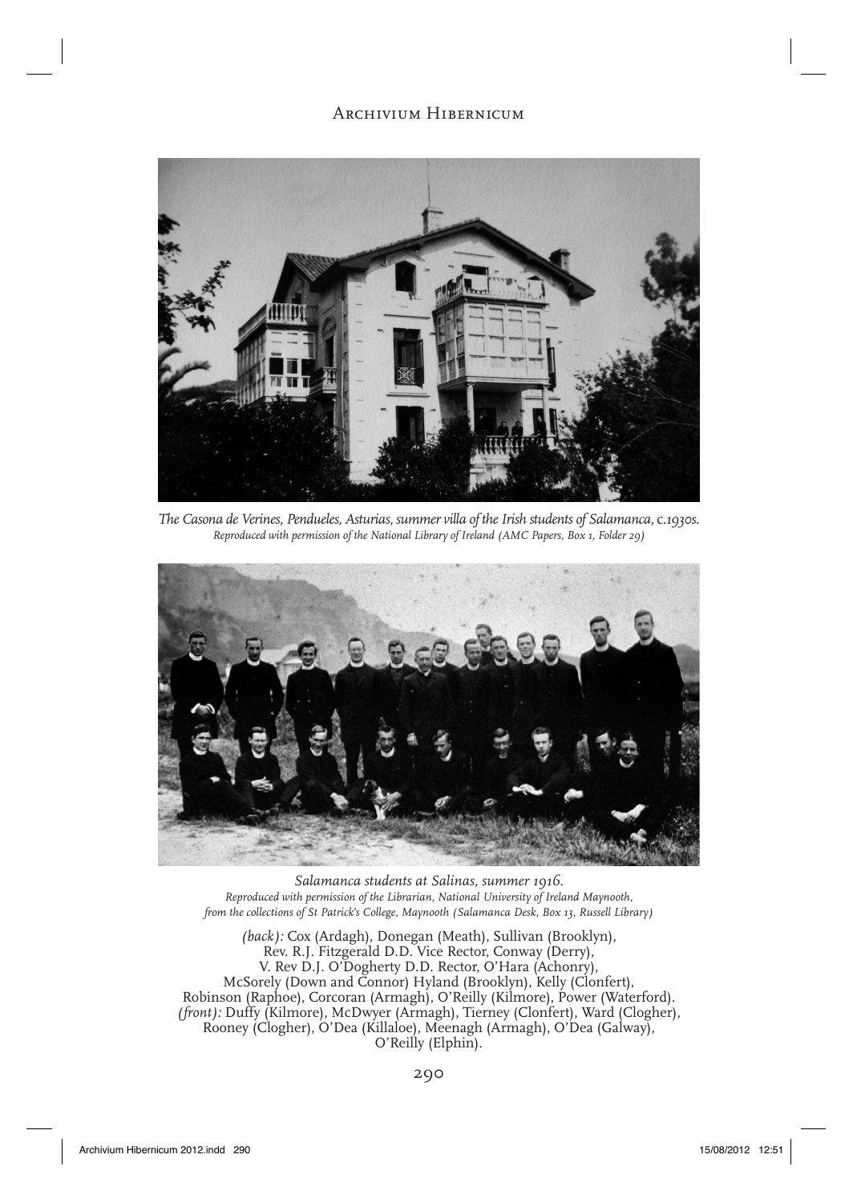*The Casona de Verines, Pendueles, Asturias, summer villa of the Irish students of Salamanca, c.1930s.*
*Reproduced with permission of the National Library of Ireland (AMC Papers, Box 1, Folder 29)*

*Salamanca students at Salinas, summer 1916.*
*Reproduced with permission of the Librarian, National University of Ireland Maynooth, from the collections of St Patrick's College, Maynooth (Salamanca Desk, Box 13, Russell Library)*

*(back):* Cox (Ardagh), Donegan (Meath), Sullivan (Brooklyn), Rev. R.J. Fitzgerald D.D. Vice Rector, Conway (Derry), V. Rev D.J. O'Dogherty D.D. Rector, O'Hara (Achonry), McSorely (Down and Connor) Hyland (Brooklyn), Kelly (Clonfert), Robinson (Raphoe), Corcoran (Armagh), O'Reilly (Kilmore), Power (Waterford). *(front):* Duffy (Kilmore), McDwyer (Armagh), Tierney (Clonfert), Ward (Clogher), Rooney (Clogher), O'Dea (Killaloe), Meenagh (Armagh), O'Dea (Galway), O'Reilly (Elphin).